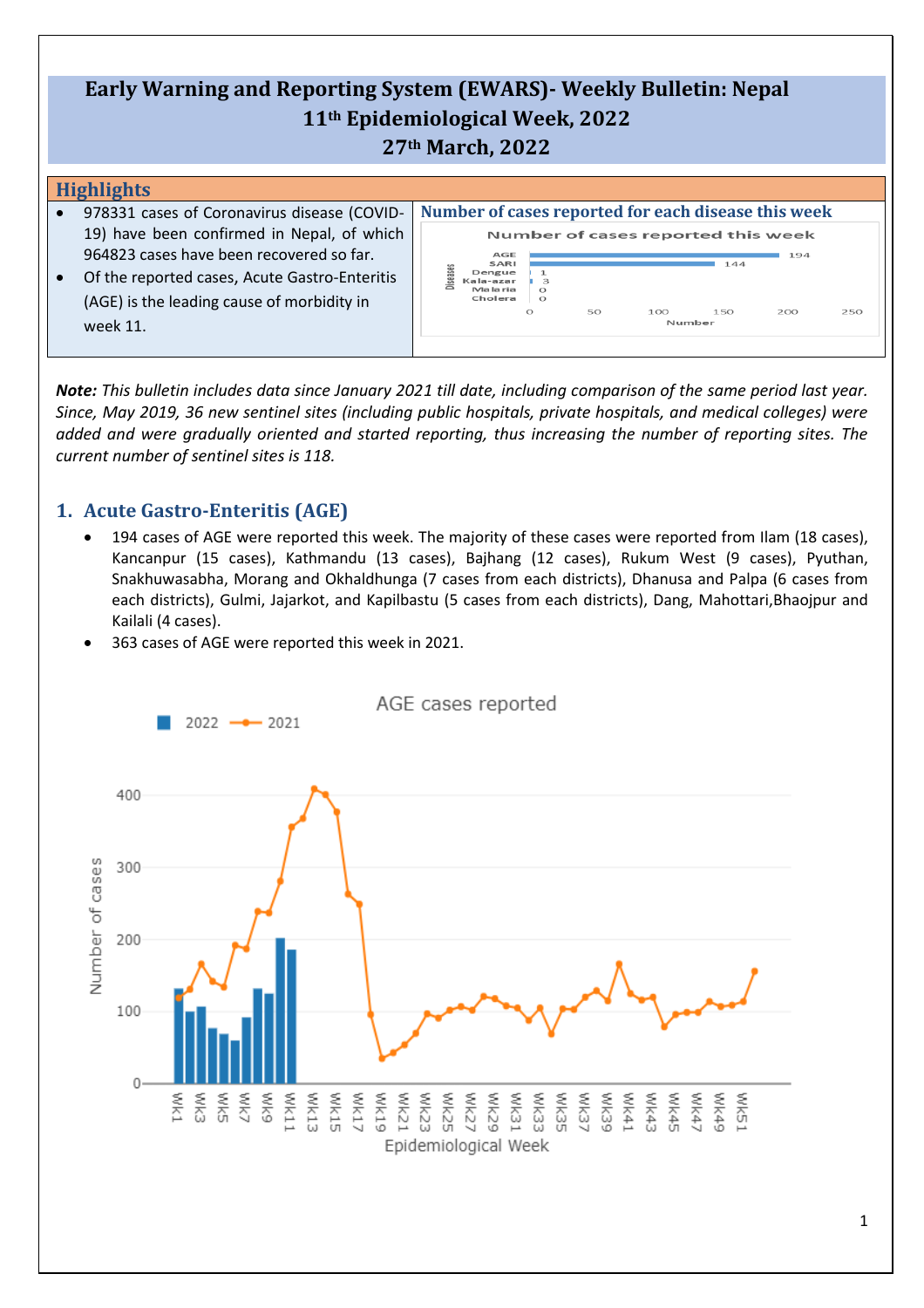# Early Warning and Reporting System (EWARS)- Weekly Bulletin: Nepal
## 11th Epidemiological Week, 2022
## 27th March, 2022

## Highlights

- 978331 cases of Coronavirus disease (COVID-19) have been confirmed in Nepal, of which 964823 cases have been recovered so far.
- Of the reported cases, Acute Gastro-Enteritis (AGE) is the leading cause of morbidity in week 11.

**Number of cases reported for each disease this week**

| Disease | Number |
|---|---|
| AGE | 194 |
| SARI | 144 |
| Dengue | 1 |
| Kala-azar | 3 |
| Malaria | 0 |
| Cholera | 0 |

***Note:*** *This bulletin includes data since January 2021 till date, including comparison of the same period last year. Since, May 2019, 36 new sentinel sites (including public hospitals, private hospitals, and medical colleges) were added and were gradually oriented and started reporting, thus increasing the number of reporting sites. The current number of sentinel sites is 118.*

## 1. Acute Gastro-Enteritis (AGE)

- 194 cases of AGE were reported this week. The majority of these cases were reported from Ilam (18 cases), Kancanpur (15 cases), Kathmandu (13 cases), Bajhang (12 cases), Rukum West (9 cases), Pyuthan, Snakhuwasabha, Morang and Okhaldhunga (7 cases from each districts), Dhanusa and Palpa (6 cases from each districts), Gulmi, Jajarkot, and Kapilbastu (5 cases from each districts), Dang, Mahottari,Bhaojpur and Kailali (4 cases).
- 363 cases of AGE were reported this week in 2021.

AGE cases reported (2022 vs 2021; Number of cases by Epidemiological Week)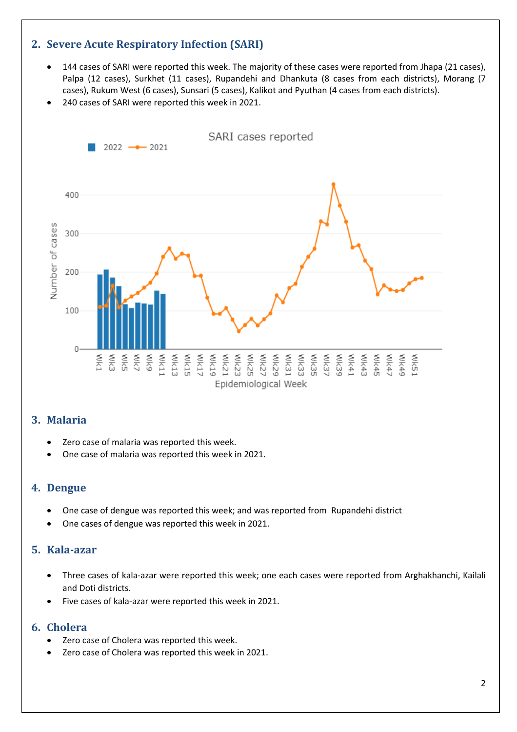## 2. Severe Acute Respiratory Infection (SARI)

- 144 cases of SARI were reported this week. The majority of these cases were reported from Jhapa (21 cases), Palpa (12 cases), Surkhet (11 cases), Rupandehi and Dhankuta (8 cases from each districts), Morang (7 cases), Rukum West (6 cases), Sunsari (5 cases), Kalikot and Pyuthan (4 cases from each districts).
- 240 cases of SARI were reported this week in 2021.

## 3. Malaria

- Zero case of malaria was reported this week.
- One case of malaria was reported this week in 2021.

## 4. Dengue

- One case of dengue was reported this week; and was reported from Rupandehi district
- One cases of dengue was reported this week in 2021.

## 5. Kala-azar

- Three cases of kala-azar were reported this week; one each cases were reported from Arghakhanchi, Kailali and Doti districts.
- Five cases of kala-azar were reported this week in 2021.

## 6. Cholera

- Zero case of Cholera was reported this week.
- Zero case of Cholera was reported this week in 2021.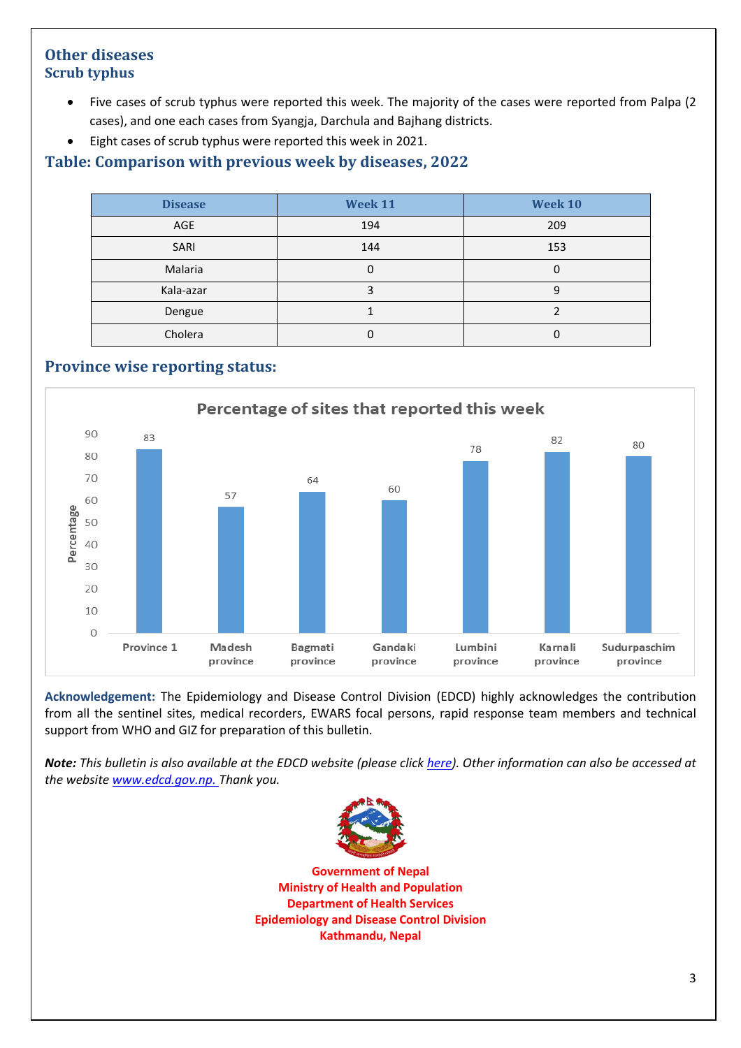## Other diseases

### Scrub typhus

- Five cases of scrub typhus were reported this week. The majority of the cases were reported from Palpa (2 cases), and one each cases from Syangja, Darchula and Bajhang districts.
- Eight cases of scrub typhus were reported this week in 2021.

## Table: Comparison with previous week by diseases, 2022

| Disease | Week 11 | Week 10 |
|---|---|---|
| AGE | 194 | 209 |
| SARI | 144 | 153 |
| Malaria | 0 | 0 |
| Kala-azar | 3 | 9 |
| Dengue | 1 | 2 |
| Cholera | 0 | 0 |

## Province wise reporting status:

Percentage of sites that reported this week

Percentage

90
80
70
60
50
40
30
20
10
0

83
57
64
60
78
82
80

Province 1
Madesh province
Bagmati province
Gandaki province
Lumbini province
Karnali province
Sudurpaschim province

**Acknowledgement:** The Epidemiology and Disease Control Division (EDCD) highly acknowledges the contribution from all the sentinel sites, medical recorders, EWARS focal persons, rapid response team members and technical support from WHO and GIZ for preparation of this bulletin.

***Note:*** *This bulletin is also available at the EDCD website (please click here). Other information can also be accessed at the website www.edcd.gov.np. Thank you.*

**Government of Nepal**
**Ministry of Health and Population**
**Department of Health Services**
**Epidemiology and Disease Control Division**
**Kathmandu, Nepal**